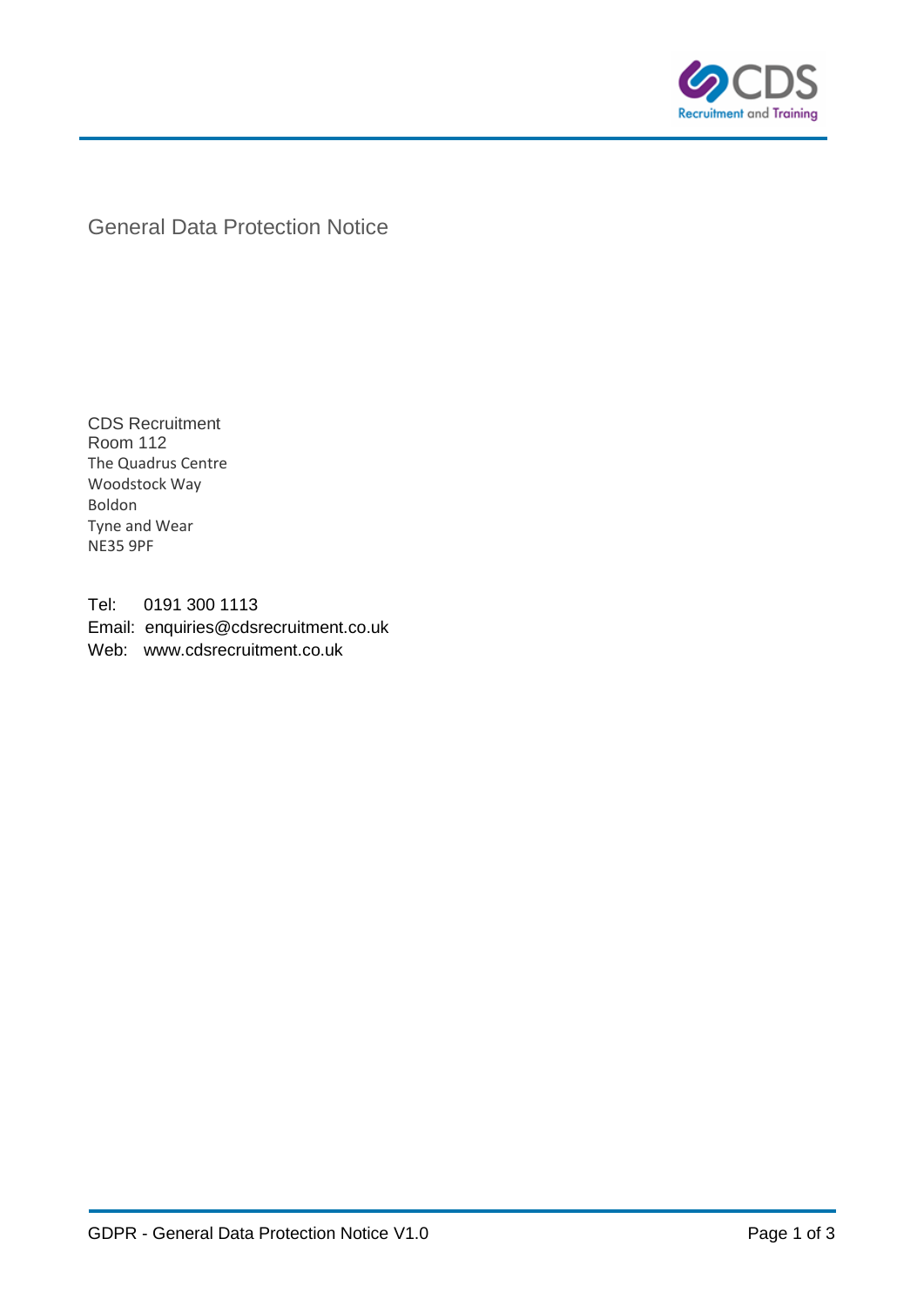# General Data Protection Notice

CDS Recruitment
Room 112
The Quadrus Centre
Woodstock Way
Boldon
Tyne and Wear
NE35 9PF

Tel: 0191 300 1113
Email: enquiries@cdsrecruitment.co.uk
Web: www.cdsrecruitment.co.uk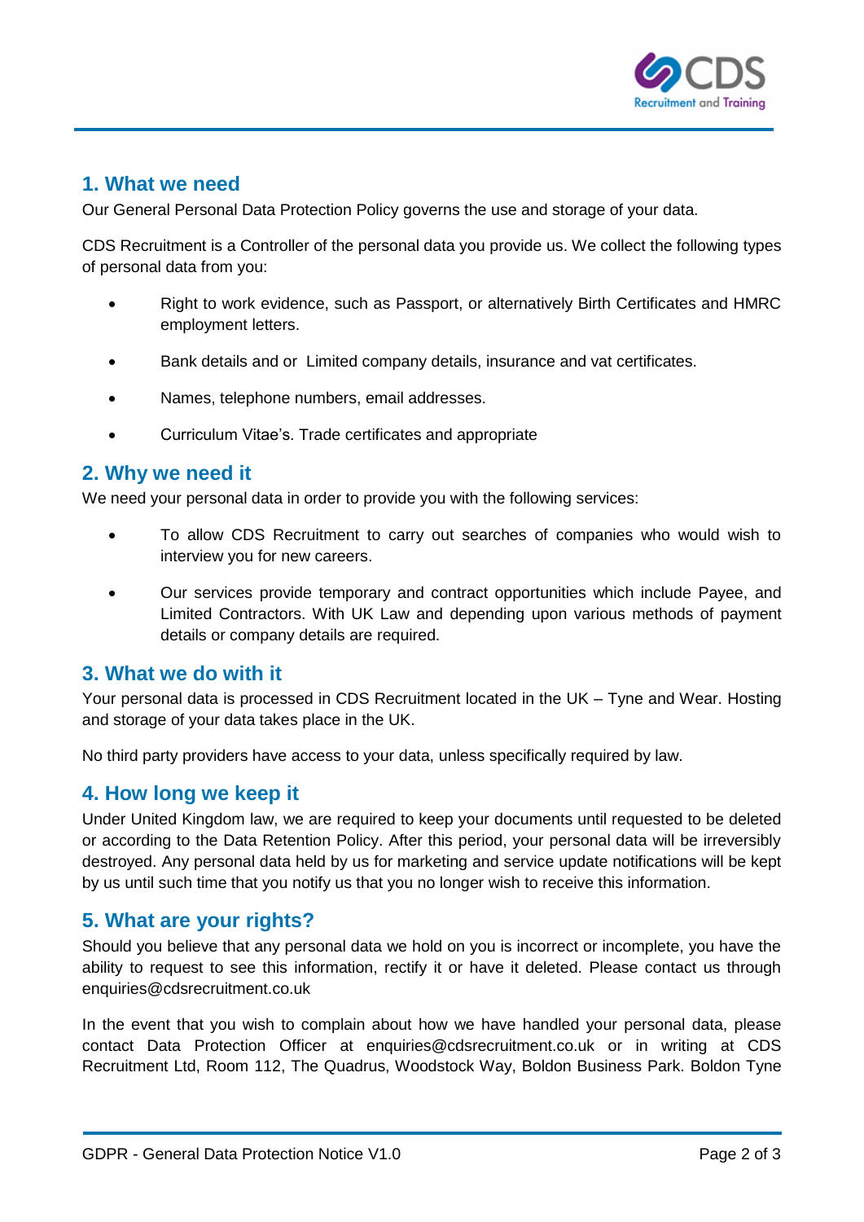## 1. What we need

Our General Personal Data Protection Policy governs the use and storage of your data.

CDS Recruitment is a Controller of the personal data you provide us. We collect the following types of personal data from you:

- Right to work evidence, such as Passport, or alternatively Birth Certificates and HMRC employment letters.
- Bank details and or  Limited company details, insurance and vat certificates.
- Names, telephone numbers, email addresses.
- Curriculum Vitae's. Trade certificates and appropriate

## 2. Why we need it

We need your personal data in order to provide you with the following services:

- To allow CDS Recruitment to carry out searches of companies who would wish to interview you for new careers.
- Our services provide temporary and contract opportunities which include Payee, and Limited Contractors. With UK Law and depending upon various methods of payment details or company details are required.

## 3. What we do with it

Your personal data is processed in CDS Recruitment located in the UK – Tyne and Wear. Hosting and storage of your data takes place in the UK.

No third party providers have access to your data, unless specifically required by law.

## 4. How long we keep it

Under United Kingdom law, we are required to keep your documents until requested to be deleted or according to the Data Retention Policy. After this period, your personal data will be irreversibly destroyed. Any personal data held by us for marketing and service update notifications will be kept by us until such time that you notify us that you no longer wish to receive this information.

## 5. What are your rights?

Should you believe that any personal data we hold on you is incorrect or incomplete, you have the ability to request to see this information, rectify it or have it deleted. Please contact us through enquiries@cdsrecruitment.co.uk

In the event that you wish to complain about how we have handled your personal data, please contact Data Protection Officer at enquiries@cdsrecruitment.co.uk or in writing at CDS Recruitment Ltd, Room 112, The Quadrus, Woodstock Way, Boldon Business Park. Boldon Tyne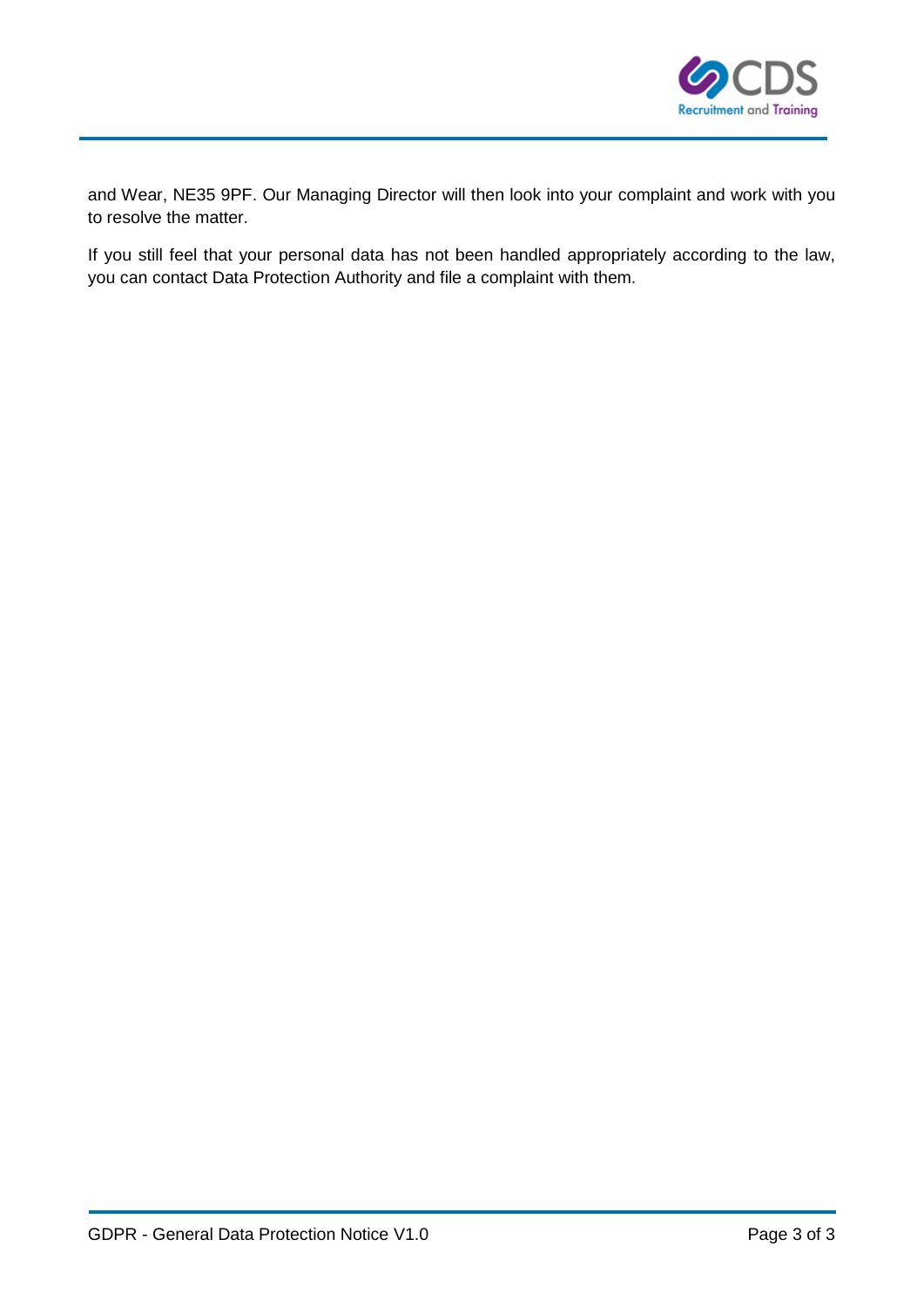and Wear, NE35 9PF. Our Managing Director will then look into your complaint and work with you to resolve the matter.

If you still feel that your personal data has not been handled appropriately according to the law, you can contact Data Protection Authority and file a complaint with them.